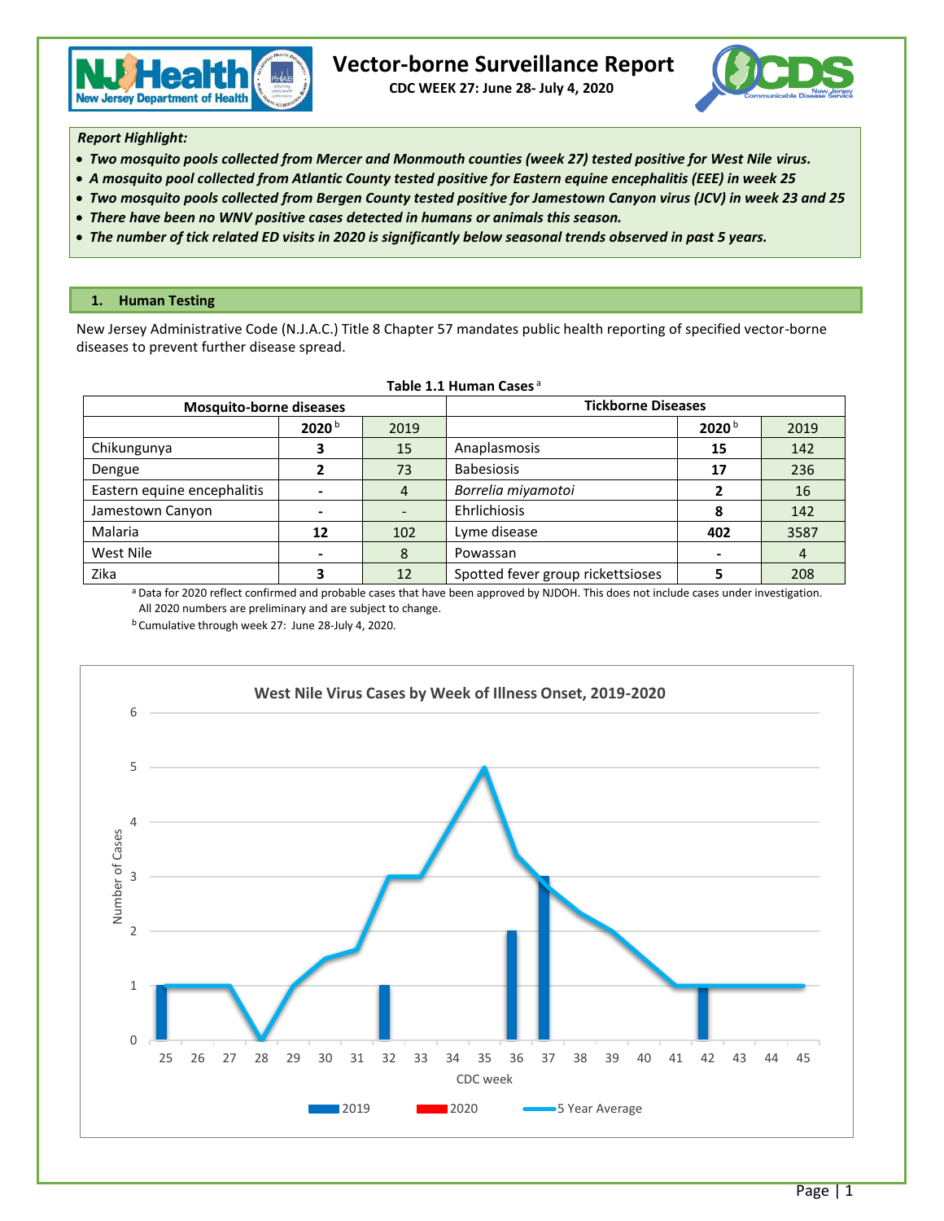# Vector-borne Surveillance Report

**CDC WEEK 27: June 28- July 4, 2020**

***Report Highlight:***

- ***Two mosquito pools collected from Mercer and Monmouth counties (week 27) tested positive for West Nile virus.***
- ***A mosquito pool collected from Atlantic County tested positive for Eastern equine encephalitis (EEE) in week 25***
- ***Two mosquito pools collected from Bergen County tested positive for Jamestown Canyon virus (JCV) in week 23 and 25***
- ***There have been no WNV positive cases detected in humans or animals this season.***
- ***The number of tick related ED visits in 2020 is significantly below seasonal trends observed in past 5 years.***

## 1. Human Testing

New Jersey Administrative Code (N.J.A.C.) Title 8 Chapter 57 mandates public health reporting of specified vector-borne diseases to prevent further disease spread.

**Table 1.1 Human Cases** [a]

| Mosquito-borne diseases | | | Tickborne Diseases | | |
|---|---|---|---|---|---|
| | **2020** [b] | 2019 | | **2020** [b] | 2019 |
| Chikungunya | **3** | 15 | Anaplasmosis | **15** | 142 |
| Dengue | **2** | 73 | Babesiosis | **17** | 236 |
| Eastern equine encephalitis | **-** | 4 | *Borrelia miyamotoi* | **2** | 16 |
| Jamestown Canyon | **-** | - | Ehrlichiosis | **8** | 142 |
| Malaria | **12** | 102 | Lyme disease | **402** | 3587 |
| West Nile | **-** | 8 | Powassan | **-** | 4 |
| Zika | **3** | 12 | Spotted fever group rickettsioses | **5** | 208 |

[a] Data for 2020 reflect confirmed and probable cases that have been approved by NJDOH. This does not include cases under investigation. All 2020 numbers are preliminary and are subject to change.

[b] Cumulative through week 27: June 28-July 4, 2020.

West Nile Virus Cases by Week of Illness Onset, 2019-2020

Number of Cases

0
1
2
3
4
5
6

CDC week

25 26 27 28 29 30 31 32 33 34 35 36 37 38 39 40 41 42 43 44 45

2019
2020
5 Year Average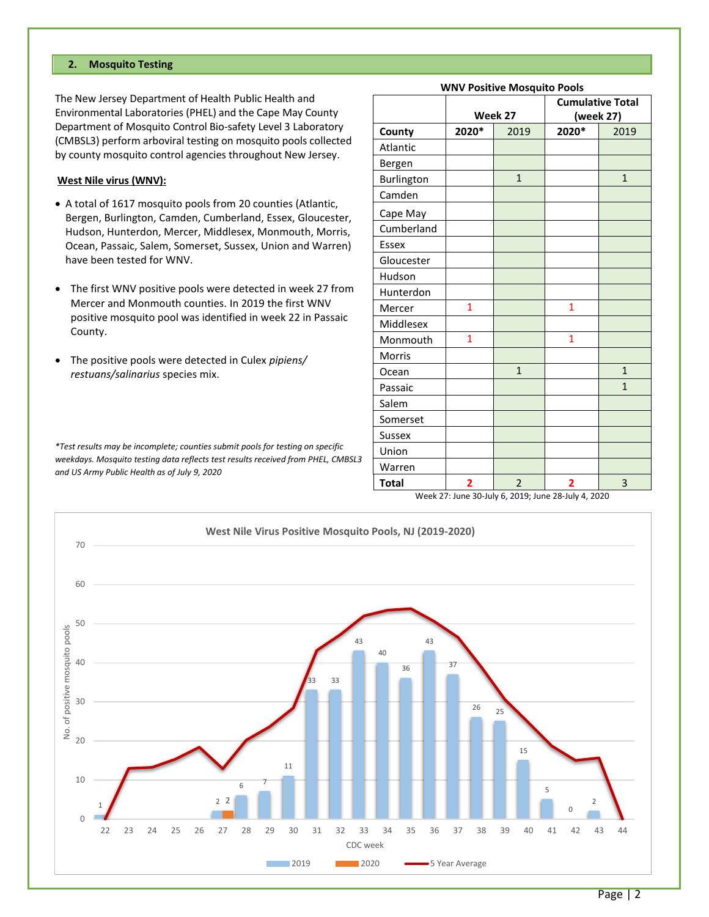## 2. Mosquito Testing

The New Jersey Department of Health Public Health and Environmental Laboratories (PHEL) and the Cape May County Department of Mosquito Control Bio-safety Level 3 Laboratory (CMBSL3) perform arboviral testing on mosquito pools collected by county mosquito control agencies throughout New Jersey.

**West Nile virus (WNV):**

- A total of 1617 mosquito pools from 20 counties (Atlantic, Bergen, Burlington, Camden, Cumberland, Essex, Gloucester, Hudson, Hunterdon, Mercer, Middlesex, Monmouth, Morris, Ocean, Passaic, Salem, Somerset, Sussex, Union and Warren) have been tested for WNV.
- The first WNV positive pools were detected in week 27 from Mercer and Monmouth counties. In 2019 the first WNV positive mosquito pool was identified in week 22 in Passaic County.
- The positive pools were detected in Culex *pipiens/ restuans/salinarius* species mix.

*\*Test results may be incomplete; counties submit pools for testing on specific weekdays. Mosquito testing data reflects test results received from PHEL, CMBSL3 and US Army Public Health as of July 9, 2020*

**WNV Positive Mosquito Pools**

| | Week 27 | | Cumulative Total (week 27) | |
|---|---|---|---|---|
| **County** | **2020\*** | 2019 | **2020\*** | 2019 |
| Atlantic | | | | |
| Bergen | | | | |
| Burlington | | 1 | | 1 |
| Camden | | | | |
| Cape May | | | | |
| Cumberland | | | | |
| Essex | | | | |
| Gloucester | | | | |
| Hudson | | | | |
| Hunterdon | | | | |
| Mercer | 1 | | 1 | |
| Middlesex | | | | |
| Monmouth | 1 | | 1 | |
| Morris | | | | |
| Ocean | | 1 | | 1 |
| Passaic | | | | 1 |
| Salem | | | | |
| Somerset | | | | |
| Sussex | | | | |
| Union | | | | |
| Warren | | | | |
| **Total** | **2** | 2 | **2** | 3 |

Week 27: June 30-July 6, 2019; June 28-July 4, 2020

West Nile Virus Positive Mosquito Pools, NJ (2019-2020)

No. of positive mosquito pools: 0, 10, 20, 30, 40, 50, 60, 70

CDC week: 22, 23, 24, 25, 26, 27, 28, 29, 30, 31, 32, 33, 34, 35, 36, 37, 38, 39, 40, 41, 42, 43, 44

Data labels: 1, 2, 2, 6, 7, 11, 33, 33, 43, 40, 36, 43, 37, 26, 25, 15, 5, 0, 2

Legend: 2019, 2020, 5 Year Average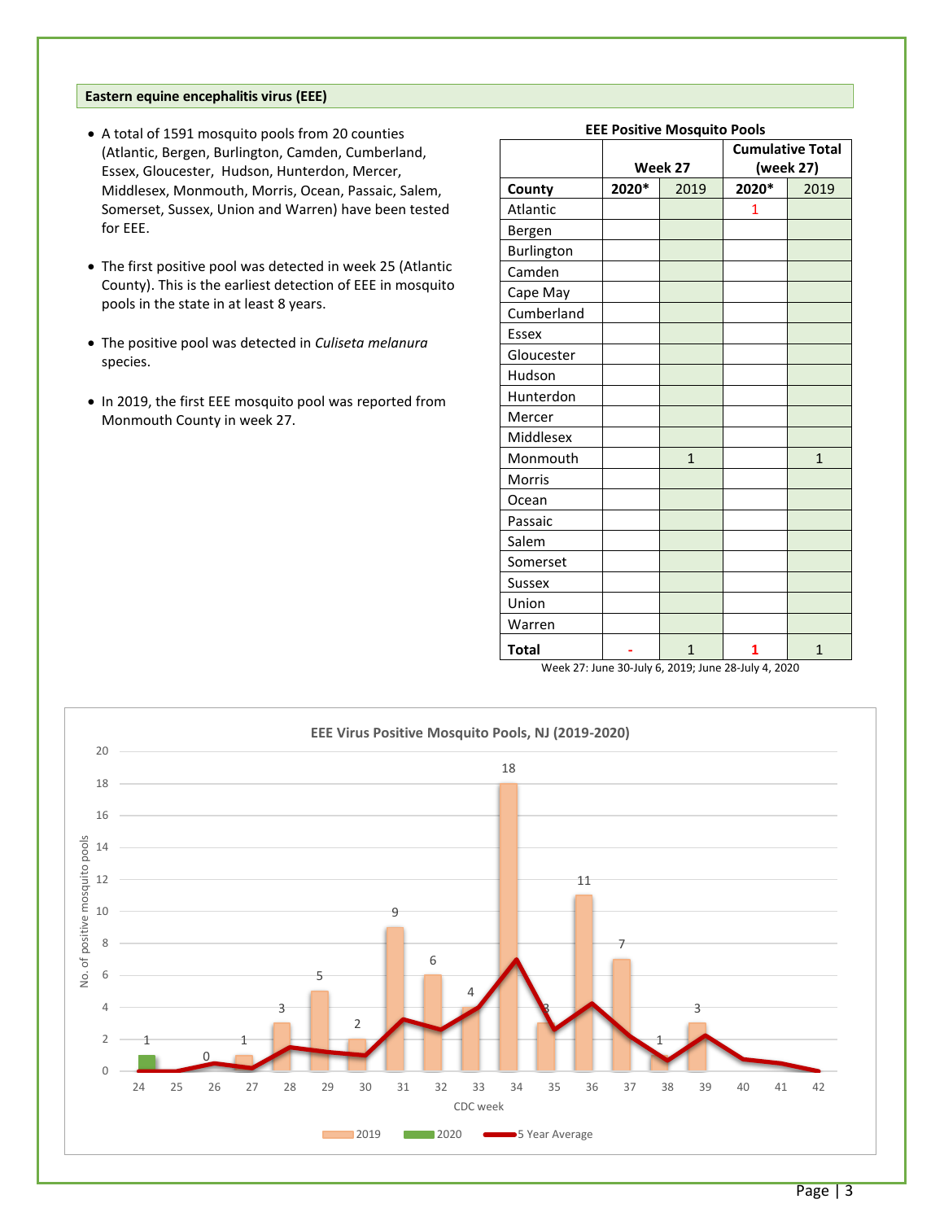## Eastern equine encephalitis virus (EEE)

- A total of 1591 mosquito pools from 20 counties (Atlantic, Bergen, Burlington, Camden, Cumberland, Essex, Gloucester, Hudson, Hunterdon, Mercer, Middlesex, Monmouth, Morris, Ocean, Passaic, Salem, Somerset, Sussex, Union and Warren) have been tested for EEE.
- The first positive pool was detected in week 25 (Atlantic County). This is the earliest detection of EEE in mosquito pools in the state in at least 8 years.
- The positive pool was detected in *Culiseta melanura* species.
- In 2019, the first EEE mosquito pool was reported from Monmouth County in week 27.

**EEE Positive Mosquito Pools**

| | Week 27 | | Cumulative Total (week 27) | |
|---|---|---|---|---|
| **County** | **2020*** | 2019 | **2020*** | 2019 |
| Atlantic | | | 1 | |
| Bergen | | | | |
| Burlington | | | | |
| Camden | | | | |
| Cape May | | | | |
| Cumberland | | | | |
| Essex | | | | |
| Gloucester | | | | |
| Hudson | | | | |
| Hunterdon | | | | |
| Mercer | | | | |
| Middlesex | | | | |
| Monmouth | | 1 | | 1 |
| Morris | | | | |
| Ocean | | | | |
| Passaic | | | | |
| Salem | | | | |
| Somerset | | | | |
| Sussex | | | | |
| Union | | | | |
| Warren | | | | |
| **Total** | - | 1 | 1 | 1 |

Week 27: June 30-July 6, 2019; June 28-July 4, 2020

**EEE Virus Positive Mosquito Pools, NJ (2019-2020)**

| CDC week | 24 | 25 | 26 | 27 | 28 | 29 | 30 | 31 | 32 | 33 | 34 | 35 | 36 | 37 | 38 | 39 | 40 | 41 | 42 |
|---|---|---|---|---|---|---|---|---|---|---|---|---|---|---|---|---|---|---|---|
| 2019 | | | 0 | 1 | 3 | 5 | 2 | 9 | 6 | 4 | 18 | 3 | 11 | 7 | 1 | 3 | | | |
| 2020 | 1 | | | | | | | | | | | | | | | | | | |

Legend: 2019, 2020, 5 Year Average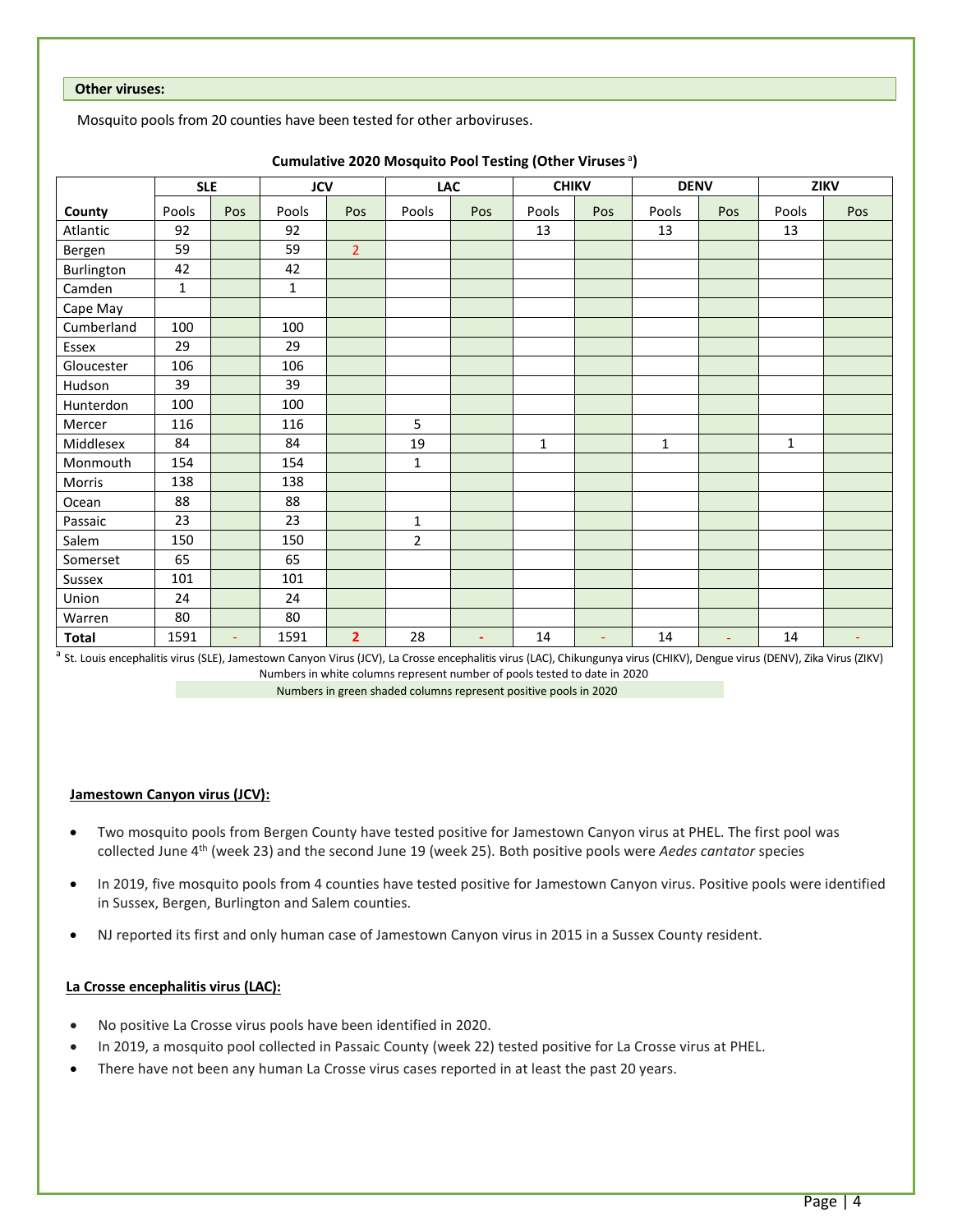**Other viruses:**

Mosquito pools from 20 counties have been tested for other arboviruses.

**Cumulative 2020 Mosquito Pool Testing (Other Viruses [a])**

| | SLE | | JCV | | LAC | | CHIKV | | DENV | | ZIKV | |
|---|---|---|---|---|---|---|---|---|---|---|---|---|
| **County** | Pools | Pos | Pools | Pos | Pools | Pos | Pools | Pos | Pools | Pos | Pools | Pos |
| Atlantic | 92 | | 92 | | | | 13 | | 13 | | 13 | |
| Bergen | 59 | | 59 | 2 | | | | | | | | |
| Burlington | 42 | | 42 | | | | | | | | | |
| Camden | 1 | | 1 | | | | | | | | | |
| Cape May | | | | | | | | | | | | |
| Cumberland | 100 | | 100 | | | | | | | | | |
| Essex | 29 | | 29 | | | | | | | | | |
| Gloucester | 106 | | 106 | | | | | | | | | |
| Hudson | 39 | | 39 | | | | | | | | | |
| Hunterdon | 100 | | 100 | | | | | | | | | |
| Mercer | 116 | | 116 | | 5 | | | | | | | |
| Middlesex | 84 | | 84 | | 19 | | 1 | | 1 | | 1 | |
| Monmouth | 154 | | 154 | | 1 | | | | | | | |
| Morris | 138 | | 138 | | | | | | | | | |
| Ocean | 88 | | 88 | | | | | | | | | |
| Passaic | 23 | | 23 | | 1 | | | | | | | |
| Salem | 150 | | 150 | | 2 | | | | | | | |
| Somerset | 65 | | 65 | | | | | | | | | |
| Sussex | 101 | | 101 | | | | | | | | | |
| Union | 24 | | 24 | | | | | | | | | |
| Warren | 80 | | 80 | | | | | | | | | |
| **Total** | 1591 | - | 1591 | **2** | 28 | - | 14 | - | 14 | - | 14 | - |

[a] St. Louis encephalitis virus (SLE), Jamestown Canyon Virus (JCV), La Crosse encephalitis virus (LAC), Chikungunya virus (CHIKV), Dengue virus (DENV), Zika Virus (ZIKV)
Numbers in white columns represent number of pools tested to date in 2020
Numbers in green shaded columns represent positive pools in 2020

**Jamestown Canyon virus (JCV):**

- Two mosquito pools from Bergen County have tested positive for Jamestown Canyon virus at PHEL. The first pool was collected June 4th (week 23) and the second June 19 (week 25). Both positive pools were *Aedes cantator* species
- In 2019, five mosquito pools from 4 counties have tested positive for Jamestown Canyon virus. Positive pools were identified in Sussex, Bergen, Burlington and Salem counties.
- NJ reported its first and only human case of Jamestown Canyon virus in 2015 in a Sussex County resident.

**La Crosse encephalitis virus (LAC):**

- No positive La Crosse virus pools have been identified in 2020.
- In 2019, a mosquito pool collected in Passaic County (week 22) tested positive for La Crosse virus at PHEL.
- There have not been any human La Crosse virus cases reported in at least the past 20 years.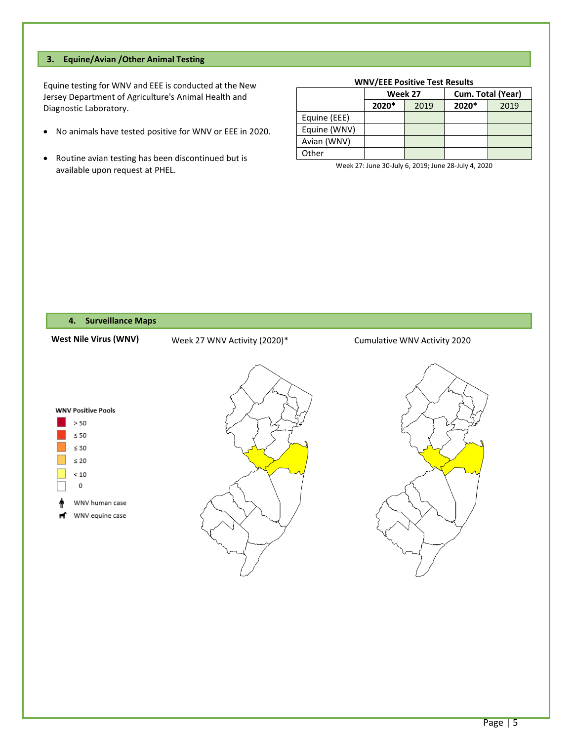## 3. Equine/Avian /Other Animal Testing

Equine testing for WNV and EEE is conducted at the New Jersey Department of Agriculture's Animal Health and Diagnostic Laboratory.

- No animals have tested positive for WNV or EEE in 2020.
- Routine avian testing has been discontinued but is available upon request at PHEL.

**WNV/EEE Positive Test Results**

| | Week 27 | | Cum. Total (Year) | |
|---|---|---|---|---|
| | **2020*** | 2019 | **2020*** | 2019 |
| Equine (EEE) | | | | |
| Equine (WNV) | | | | |
| Avian (WNV) | | | | |
| Other | | | | |

Week 27: June 30-July 6, 2019; June 28-July 4, 2020

## 4. Surveillance Maps

**West Nile Virus (WNV)**

Week 27 WNV Activity (2020)*

Cumulative WNV Activity 2020

WNV Positive Pools
> 50
≤ 50
≤ 30
≤ 20
< 10
0
WNV human case
WNV equine case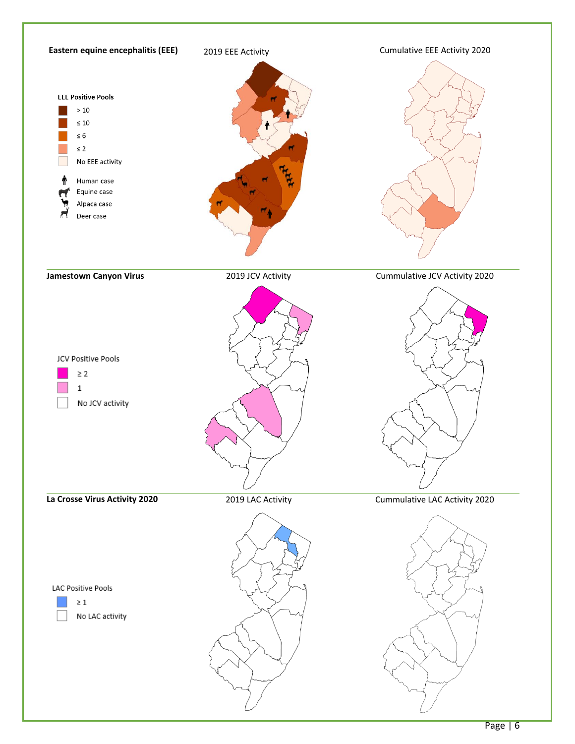**Eastern equine encephalitis (EEE)**

2019 EEE Activity

Cumulative EEE Activity 2020

EEE Positive Pools

> 10

≤ 10

≤ 6

≤ 2

No EEE activity

Human case

Equine case

Alpaca case

Deer case

**Jamestown Canyon Virus**

2019 JCV Activity

Cummulative JCV Activity 2020

JCV Positive Pools

≥ 2

1

No JCV activity

**La Crosse Virus Activity 2020**

2019 LAC Activity

Cummulative LAC Activity 2020

LAC Positive Pools

≥ 1

No LAC activity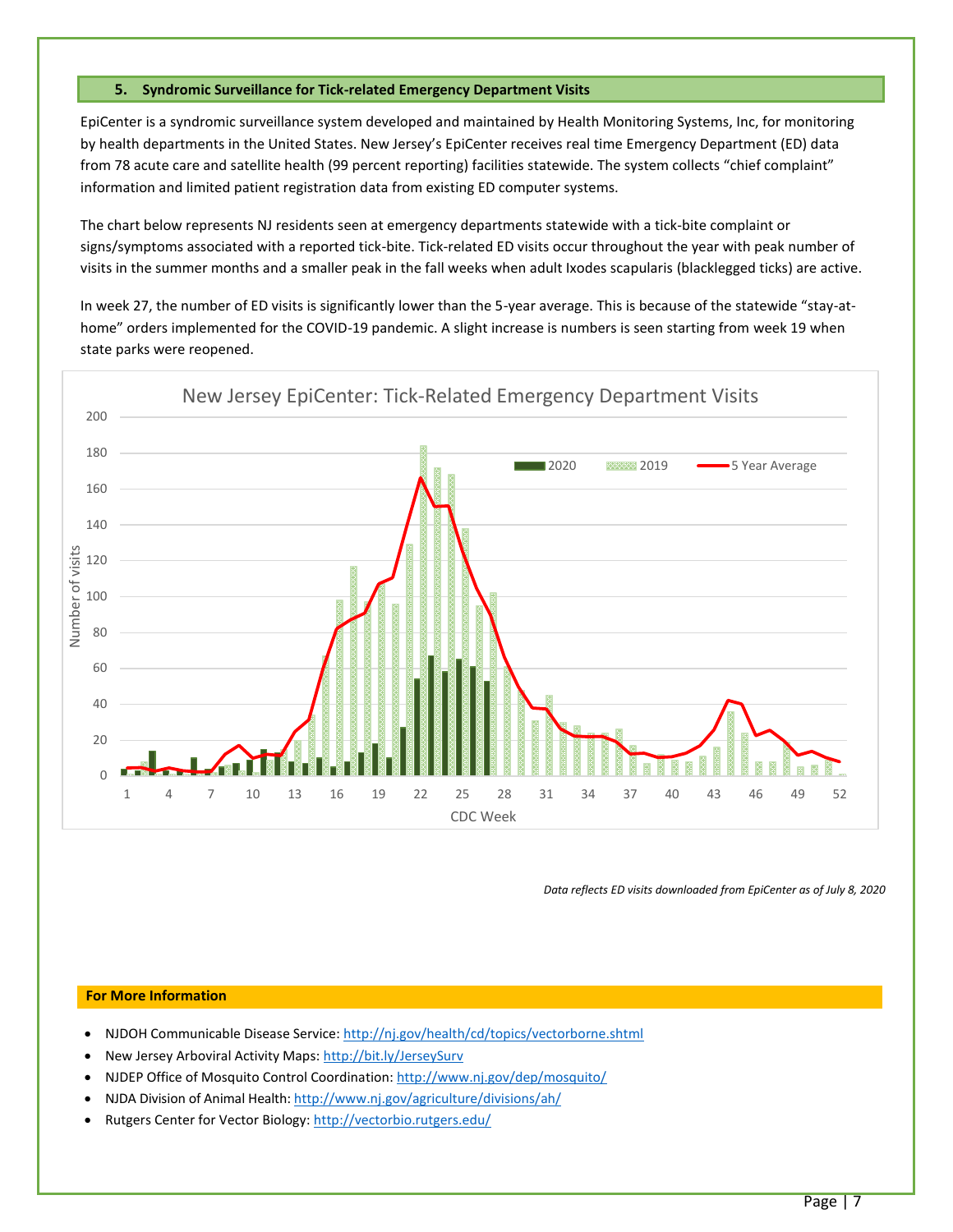## 5. Syndromic Surveillance for Tick-related Emergency Department Visits

EpiCenter is a syndromic surveillance system developed and maintained by Health Monitoring Systems, Inc, for monitoring by health departments in the United States. New Jersey's EpiCenter receives real time Emergency Department (ED) data from 78 acute care and satellite health (99 percent reporting) facilities statewide. The system collects "chief complaint" information and limited patient registration data from existing ED computer systems.

The chart below represents NJ residents seen at emergency departments statewide with a tick-bite complaint or signs/symptoms associated with a reported tick-bite. Tick-related ED visits occur throughout the year with peak number of visits in the summer months and a smaller peak in the fall weeks when adult Ixodes scapularis (blacklegged ticks) are active.

In week 27, the number of ED visits is significantly lower than the 5-year average. This is because of the statewide "stay-at-home" orders implemented for the COVID-19 pandemic. A slight increase is numbers is seen starting from week 19 when state parks were reopened.

New Jersey EpiCenter: Tick-Related Emergency Department Visits

Number of visits

200
180
160
140
120
100
80
60
40
20
0

2020
2019
5 Year Average

1 4 7 10 13 16 19 22 25 28 31 34 37 40 43 46 49 52

CDC Week

*Data reflects ED visits downloaded from EpiCenter as of July 8, 2020*

## For More Information

- NJDOH Communicable Disease Service: http://nj.gov/health/cd/topics/vectorborne.shtml
- New Jersey Arboviral Activity Maps: http://bit.ly/JerseySurv
- NJDEP Office of Mosquito Control Coordination: http://www.nj.gov/dep/mosquito/
- NJDA Division of Animal Health: http://www.nj.gov/agriculture/divisions/ah/
- Rutgers Center for Vector Biology: http://vectorbio.rutgers.edu/